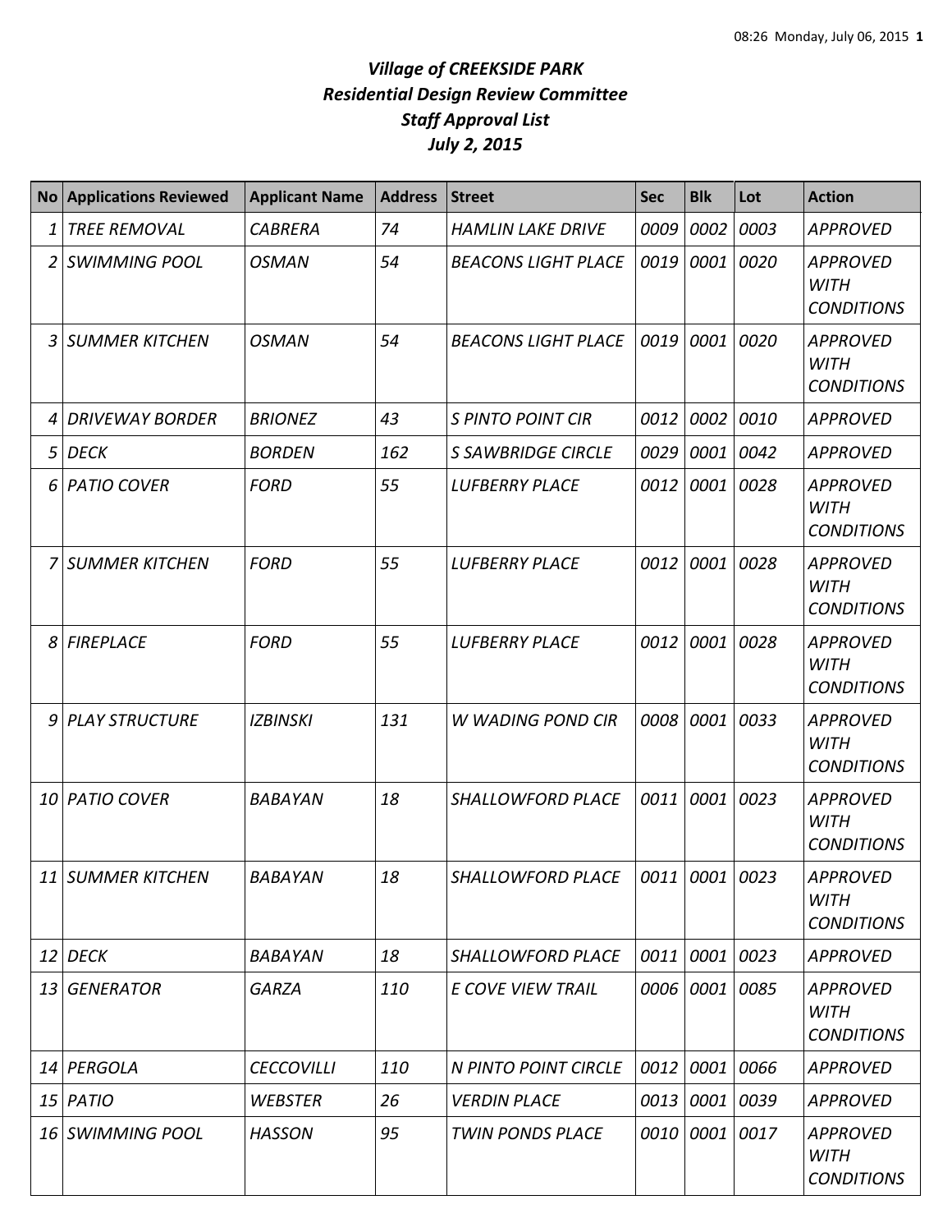# *Village of CREEKSIDE PARK*
## *Residential Design Review Committee*
## *Staff Approval List*
## *July 2, 2015*

| No | Applications Reviewed | Applicant Name | Address | Street | Sec | Blk | Lot | Action |
|---|---|---|---|---|---|---|---|---|
| 1 | *TREE REMOVAL* | *CABRERA* | *74* | *HAMLIN LAKE DRIVE* | *0009* | *0002* | *0003* | *APPROVED* |
| 2 | *SWIMMING POOL* | *OSMAN* | *54* | *BEACONS LIGHT PLACE* | *0019* | *0001* | *0020* | *APPROVED WITH CONDITIONS* |
| 3 | *SUMMER KITCHEN* | *OSMAN* | *54* | *BEACONS LIGHT PLACE* | *0019* | *0001* | *0020* | *APPROVED WITH CONDITIONS* |
| 4 | *DRIVEWAY BORDER* | *BRIONEZ* | *43* | *S PINTO POINT CIR* | *0012* | *0002* | *0010* | *APPROVED* |
| 5 | *DECK* | *BORDEN* | *162* | *S SAWBRIDGE CIRCLE* | *0029* | *0001* | *0042* | *APPROVED* |
| 6 | *PATIO COVER* | *FORD* | *55* | *LUFBERRY PLACE* | *0012* | *0001* | *0028* | *APPROVED WITH CONDITIONS* |
| 7 | *SUMMER KITCHEN* | *FORD* | *55* | *LUFBERRY PLACE* | *0012* | *0001* | *0028* | *APPROVED WITH CONDITIONS* |
| 8 | *FIREPLACE* | *FORD* | *55* | *LUFBERRY PLACE* | *0012* | *0001* | *0028* | *APPROVED WITH CONDITIONS* |
| 9 | *PLAY STRUCTURE* | *IZBINSKI* | *131* | *W WADING POND CIR* | *0008* | *0001* | *0033* | *APPROVED WITH CONDITIONS* |
| 10 | *PATIO COVER* | *BABAYAN* | *18* | *SHALLOWFORD PLACE* | *0011* | *0001* | *0023* | *APPROVED WITH CONDITIONS* |
| 11 | *SUMMER KITCHEN* | *BABAYAN* | *18* | *SHALLOWFORD PLACE* | *0011* | *0001* | *0023* | *APPROVED WITH CONDITIONS* |
| 12 | *DECK* | *BABAYAN* | *18* | *SHALLOWFORD PLACE* | *0011* | *0001* | *0023* | *APPROVED* |
| 13 | *GENERATOR* | *GARZA* | *110* | *E COVE VIEW TRAIL* | *0006* | *0001* | *0085* | *APPROVED WITH CONDITIONS* |
| 14 | *PERGOLA* | *CECCOVILLI* | *110* | *N PINTO POINT CIRCLE* | *0012* | *0001* | *0066* | *APPROVED* |
| 15 | *PATIO* | *WEBSTER* | *26* | *VERDIN PLACE* | *0013* | *0001* | *0039* | *APPROVED* |
| 16 | *SWIMMING POOL* | *HASSON* | *95* | *TWIN PONDS PLACE* | *0010* | *0001* | *0017* | *APPROVED WITH CONDITIONS* |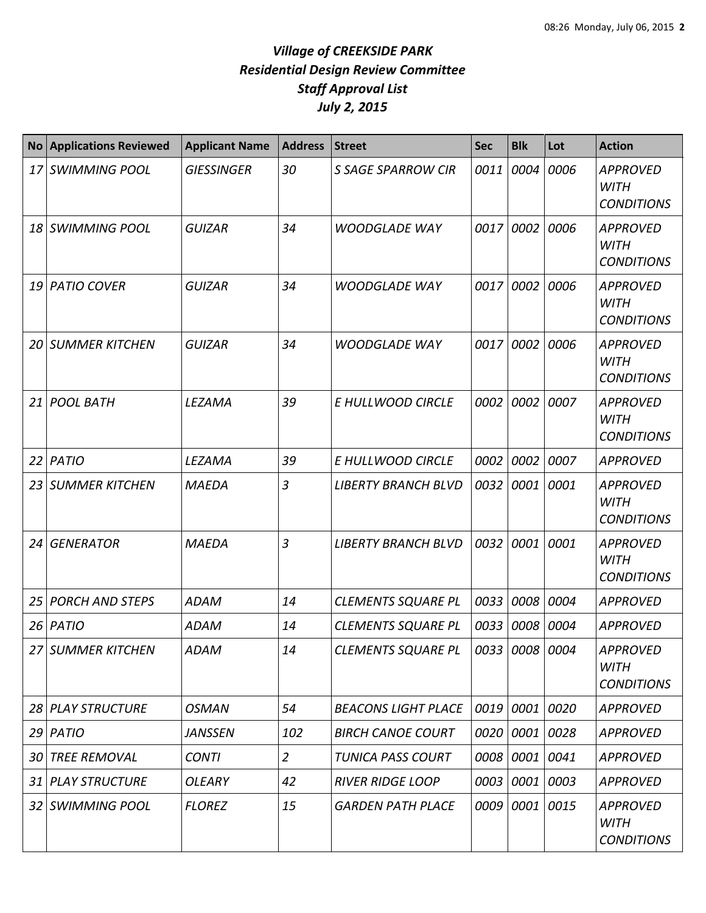*Village of CREEKSIDE PARK*
*Residential Design Review Committee*
*Staff Approval List*
*July 2, 2015*

| No | Applications Reviewed | Applicant Name | Address | Street | Sec | Blk | Lot | Action |
|---|---|---|---|---|---|---|---|---|
| 17 | SWIMMING POOL | GIESSINGER | 30 | S SAGE SPARROW CIR | 0011 | 0004 | 0006 | APPROVED WITH CONDITIONS |
| 18 | SWIMMING POOL | GUIZAR | 34 | WOODGLADE WAY | 0017 | 0002 | 0006 | APPROVED WITH CONDITIONS |
| 19 | PATIO COVER | GUIZAR | 34 | WOODGLADE WAY | 0017 | 0002 | 0006 | APPROVED WITH CONDITIONS |
| 20 | SUMMER KITCHEN | GUIZAR | 34 | WOODGLADE WAY | 0017 | 0002 | 0006 | APPROVED WITH CONDITIONS |
| 21 | POOL BATH | LEZAMA | 39 | E HULLWOOD CIRCLE | 0002 | 0002 | 0007 | APPROVED WITH CONDITIONS |
| 22 | PATIO | LEZAMA | 39 | E HULLWOOD CIRCLE | 0002 | 0002 | 0007 | APPROVED |
| 23 | SUMMER KITCHEN | MAEDA | 3 | LIBERTY BRANCH BLVD | 0032 | 0001 | 0001 | APPROVED WITH CONDITIONS |
| 24 | GENERATOR | MAEDA | 3 | LIBERTY BRANCH BLVD | 0032 | 0001 | 0001 | APPROVED WITH CONDITIONS |
| 25 | PORCH AND STEPS | ADAM | 14 | CLEMENTS SQUARE PL | 0033 | 0008 | 0004 | APPROVED |
| 26 | PATIO | ADAM | 14 | CLEMENTS SQUARE PL | 0033 | 0008 | 0004 | APPROVED |
| 27 | SUMMER KITCHEN | ADAM | 14 | CLEMENTS SQUARE PL | 0033 | 0008 | 0004 | APPROVED WITH CONDITIONS |
| 28 | PLAY STRUCTURE | OSMAN | 54 | BEACONS LIGHT PLACE | 0019 | 0001 | 0020 | APPROVED |
| 29 | PATIO | JANSSEN | 102 | BIRCH CANOE COURT | 0020 | 0001 | 0028 | APPROVED |
| 30 | TREE REMOVAL | CONTI | 2 | TUNICA PASS COURT | 0008 | 0001 | 0041 | APPROVED |
| 31 | PLAY STRUCTURE | OLEARY | 42 | RIVER RIDGE LOOP | 0003 | 0001 | 0003 | APPROVED |
| 32 | SWIMMING POOL | FLOREZ | 15 | GARDEN PATH PLACE | 0009 | 0001 | 0015 | APPROVED WITH CONDITIONS |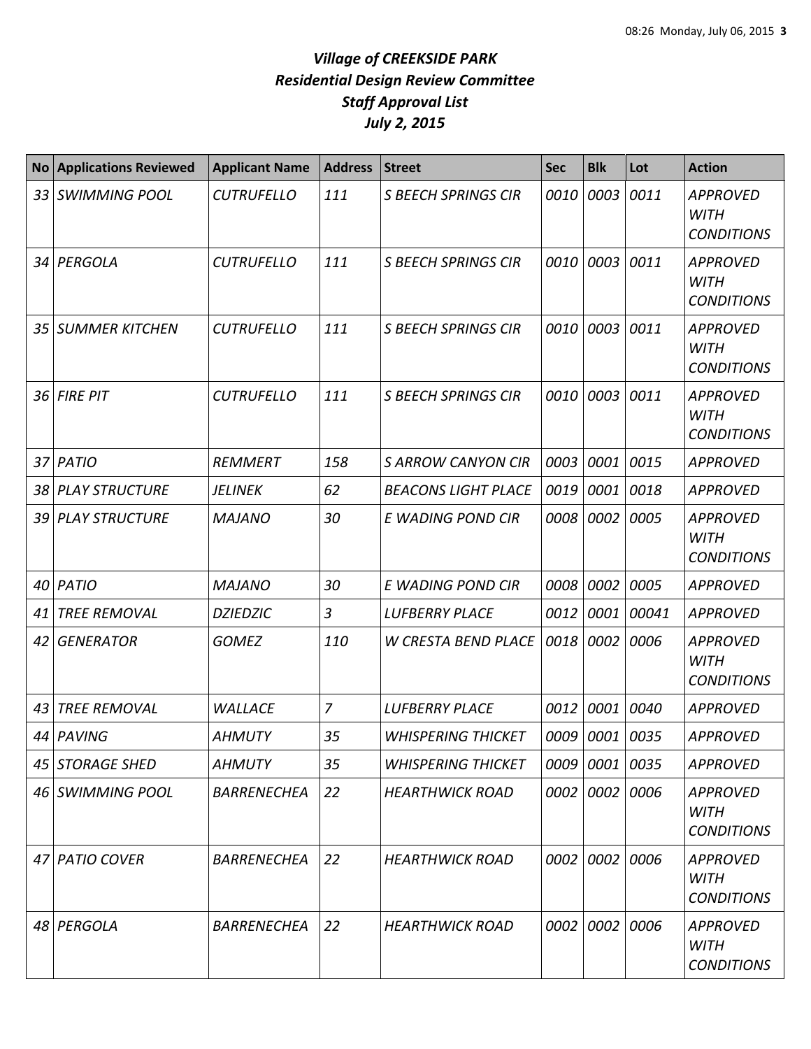# *Village of CREEKSIDE PARK*
## *Residential Design Review Committee*
## *Staff Approval List*
## *July 2, 2015*

| No | Applications Reviewed | Applicant Name | Address | Street | Sec | Blk | Lot | Action |
|---|---|---|---|---|---|---|---|---|
| 33 | SWIMMING POOL | CUTRUFELLO | 111 | S BEECH SPRINGS CIR | 0010 | 0003 | 0011 | APPROVED WITH CONDITIONS |
| 34 | PERGOLA | CUTRUFELLO | 111 | S BEECH SPRINGS CIR | 0010 | 0003 | 0011 | APPROVED WITH CONDITIONS |
| 35 | SUMMER KITCHEN | CUTRUFELLO | 111 | S BEECH SPRINGS CIR | 0010 | 0003 | 0011 | APPROVED WITH CONDITIONS |
| 36 | FIRE PIT | CUTRUFELLO | 111 | S BEECH SPRINGS CIR | 0010 | 0003 | 0011 | APPROVED WITH CONDITIONS |
| 37 | PATIO | REMMERT | 158 | S ARROW CANYON CIR | 0003 | 0001 | 0015 | APPROVED |
| 38 | PLAY STRUCTURE | JELINEK | 62 | BEACONS LIGHT PLACE | 0019 | 0001 | 0018 | APPROVED |
| 39 | PLAY STRUCTURE | MAJANO | 30 | E WADING POND CIR | 0008 | 0002 | 0005 | APPROVED WITH CONDITIONS |
| 40 | PATIO | MAJANO | 30 | E WADING POND CIR | 0008 | 0002 | 0005 | APPROVED |
| 41 | TREE REMOVAL | DZIEDZIC | 3 | LUFBERRY PLACE | 0012 | 0001 | 00041 | APPROVED |
| 42 | GENERATOR | GOMEZ | 110 | W CRESTA BEND PLACE | 0018 | 0002 | 0006 | APPROVED WITH CONDITIONS |
| 43 | TREE REMOVAL | WALLACE | 7 | LUFBERRY PLACE | 0012 | 0001 | 0040 | APPROVED |
| 44 | PAVING | AHMUTY | 35 | WHISPERING THICKET | 0009 | 0001 | 0035 | APPROVED |
| 45 | STORAGE SHED | AHMUTY | 35 | WHISPERING THICKET | 0009 | 0001 | 0035 | APPROVED |
| 46 | SWIMMING POOL | BARRENECHEA | 22 | HEARTHWICK ROAD | 0002 | 0002 | 0006 | APPROVED WITH CONDITIONS |
| 47 | PATIO COVER | BARRENECHEA | 22 | HEARTHWICK ROAD | 0002 | 0002 | 0006 | APPROVED WITH CONDITIONS |
| 48 | PERGOLA | BARRENECHEA | 22 | HEARTHWICK ROAD | 0002 | 0002 | 0006 | APPROVED WITH CONDITIONS |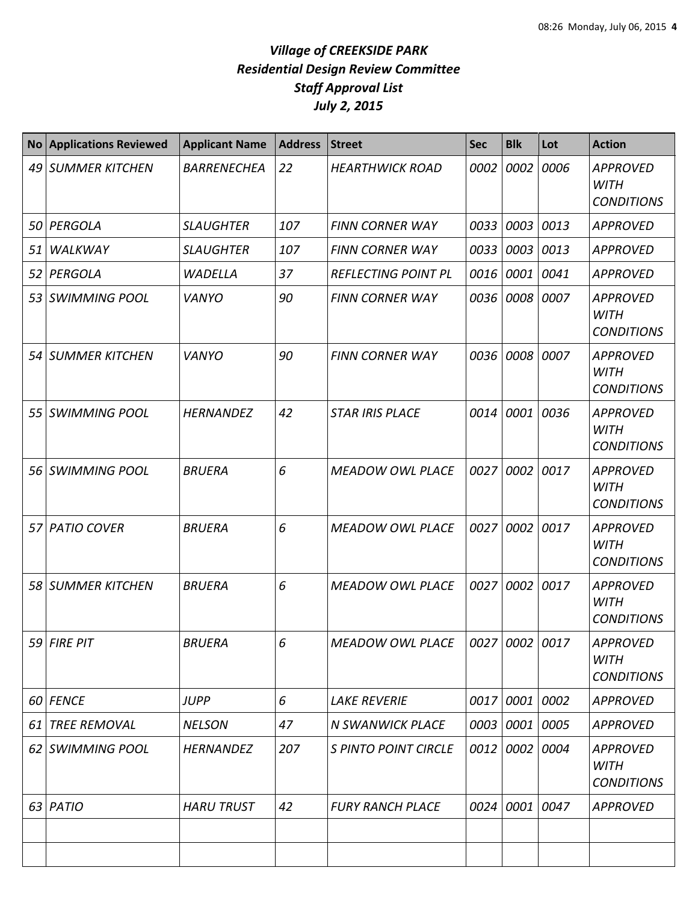# *Village of CREEKSIDE PARK*
## *Residential Design Review Committee*
## *Staff Approval List*
## *July 2, 2015*

| No | Applications Reviewed | Applicant Name | Address | Street | Sec | Blk | Lot | Action |
|---|---|---|---|---|---|---|---|---|
| *49* | *SUMMER KITCHEN* | *BARRENECHEA* | *22* | *HEARTHWICK ROAD* | *0002* | *0002* | *0006* | *APPROVED WITH CONDITIONS* |
| *50* | *PERGOLA* | *SLAUGHTER* | *107* | *FINN CORNER WAY* | *0033* | *0003* | *0013* | *APPROVED* |
| *51* | *WALKWAY* | *SLAUGHTER* | *107* | *FINN CORNER WAY* | *0033* | *0003* | *0013* | *APPROVED* |
| *52* | *PERGOLA* | *WADELLA* | *37* | *REFLECTING POINT PL* | *0016* | *0001* | *0041* | *APPROVED* |
| *53* | *SWIMMING POOL* | *VANYO* | *90* | *FINN CORNER WAY* | *0036* | *0008* | *0007* | *APPROVED WITH CONDITIONS* |
| *54* | *SUMMER KITCHEN* | *VANYO* | *90* | *FINN CORNER WAY* | *0036* | *0008* | *0007* | *APPROVED WITH CONDITIONS* |
| *55* | *SWIMMING POOL* | *HERNANDEZ* | *42* | *STAR IRIS PLACE* | *0014* | *0001* | *0036* | *APPROVED WITH CONDITIONS* |
| *56* | *SWIMMING POOL* | *BRUERA* | *6* | *MEADOW OWL PLACE* | *0027* | *0002* | *0017* | *APPROVED WITH CONDITIONS* |
| *57* | *PATIO COVER* | *BRUERA* | *6* | *MEADOW OWL PLACE* | *0027* | *0002* | *0017* | *APPROVED WITH CONDITIONS* |
| *58* | *SUMMER KITCHEN* | *BRUERA* | *6* | *MEADOW OWL PLACE* | *0027* | *0002* | *0017* | *APPROVED WITH CONDITIONS* |
| *59* | *FIRE PIT* | *BRUERA* | *6* | *MEADOW OWL PLACE* | *0027* | *0002* | *0017* | *APPROVED WITH CONDITIONS* |
| *60* | *FENCE* | *JUPP* | *6* | *LAKE REVERIE* | *0017* | *0001* | *0002* | *APPROVED* |
| *61* | *TREE REMOVAL* | *NELSON* | *47* | *N SWANWICK PLACE* | *0003* | *0001* | *0005* | *APPROVED* |
| *62* | *SWIMMING POOL* | *HERNANDEZ* | *207* | *S PINTO POINT CIRCLE* | *0012* | *0002* | *0004* | *APPROVED WITH CONDITIONS* |
| *63* | *PATIO* | *HARU TRUST* | *42* | *FURY RANCH PLACE* | *0024* | *0001* | *0047* | *APPROVED* |
| | | | | | | | | |
| | | | | | | | | |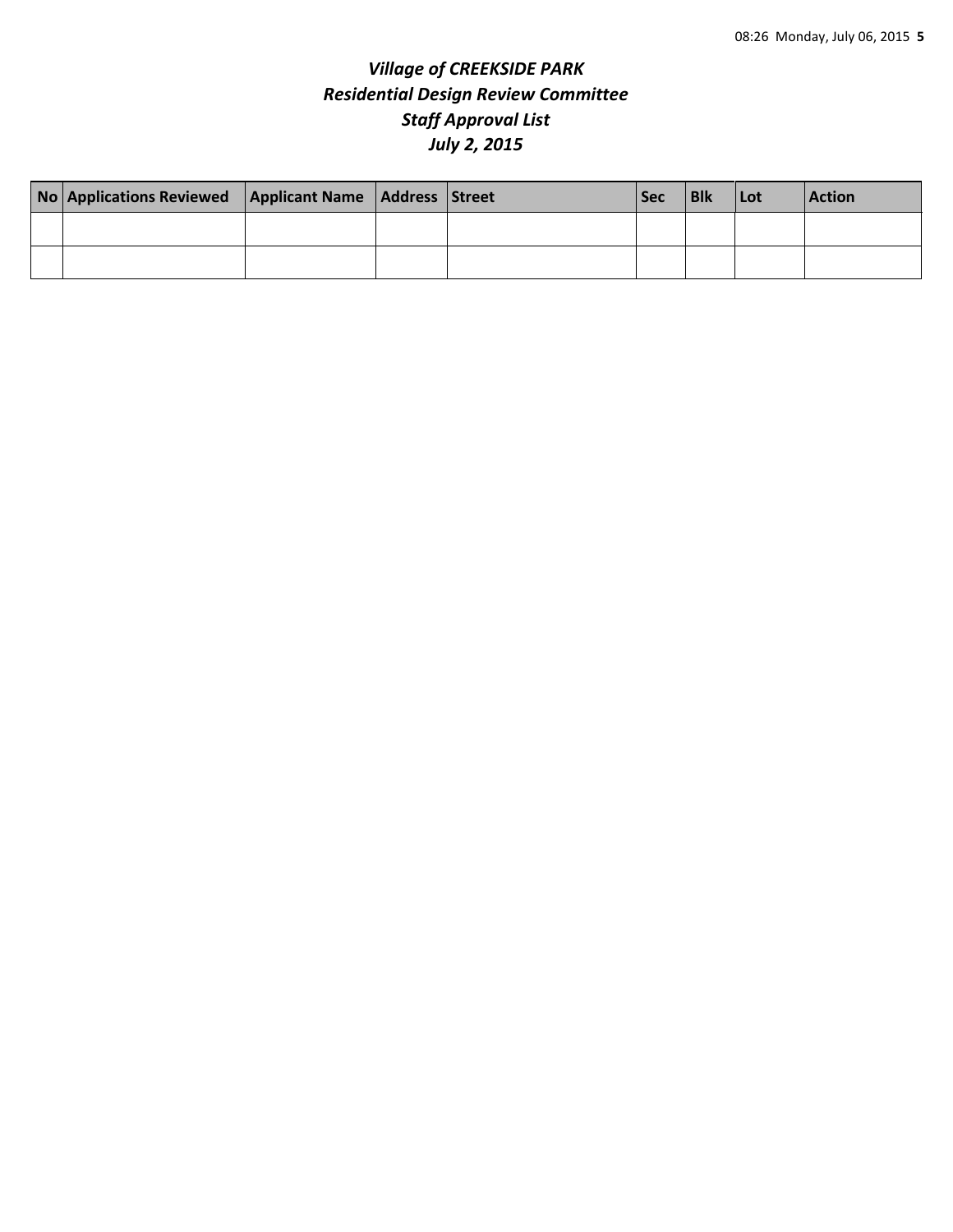***Village of CREEKSIDE PARK***
***Residential Design Review Committee***
***Staff Approval List***
***July 2, 2015***

| No | Applications Reviewed | Applicant Name | Address | Street | Sec | Blk | Lot | Action |
|---|---|---|---|---|---|---|---|---|
| | | | | | | | | |
| | | | | | | | | |